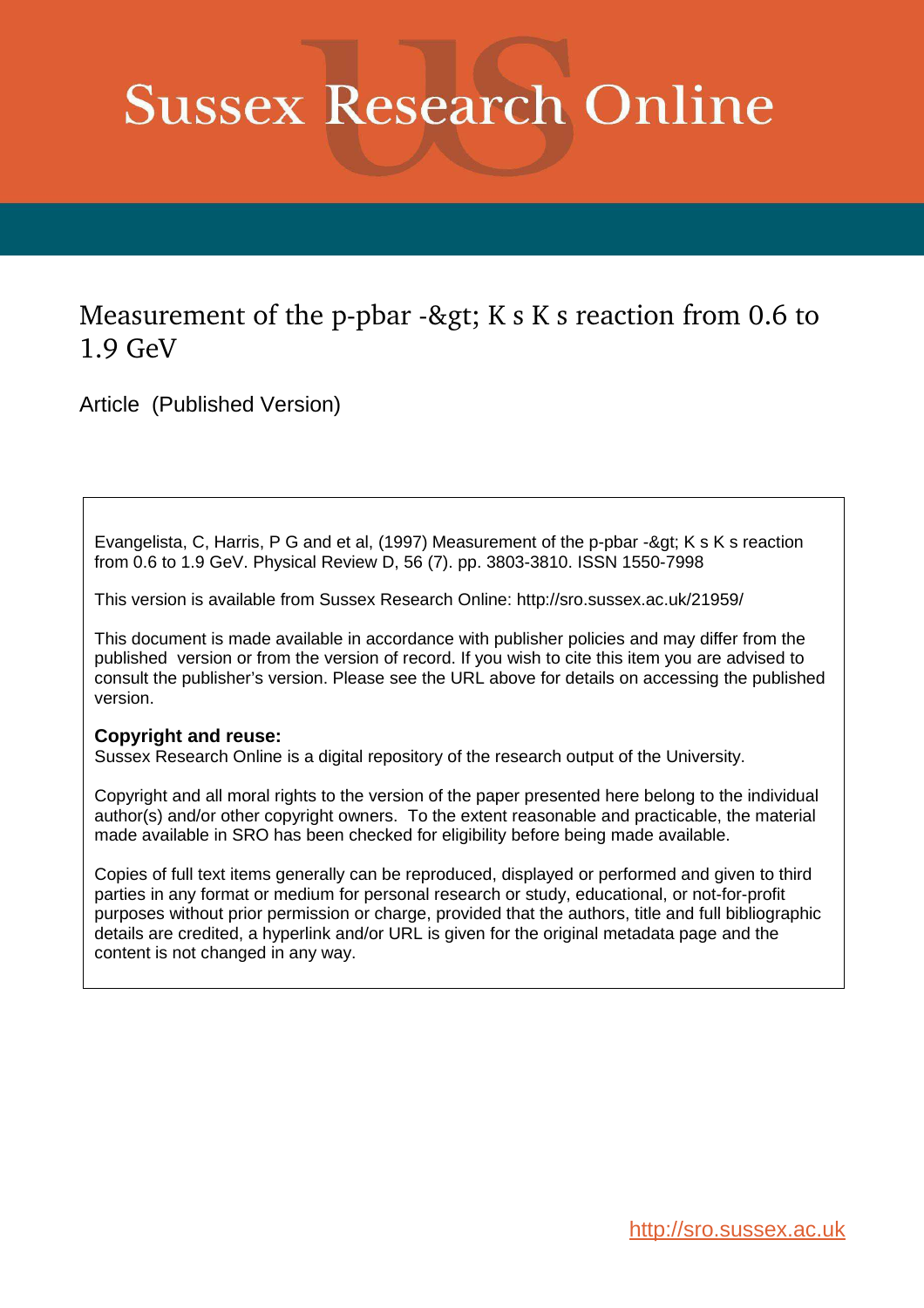# Sussex Research Online

## Measurement of the p-pbar -&gt; K s K s reaction from 0.6 to 1.9 GeV

Article (Published Version)

Evangelista, C, Harris, P G and et al, (1997) Measurement of the p-pbar -&gt; K s K s reaction from 0.6 to 1.9 GeV. Physical Review D, 56 (7). pp. 3803-3810. ISSN 1550-7998

This version is available from Sussex Research Online: http://sro.sussex.ac.uk/21959/

This document is made available in accordance with publisher policies and may differ from the published version or from the version of record. If you wish to cite this item you are advised to consult the publisher's version. Please see the URL above for details on accessing the published version.

**Copyright and reuse:**
Sussex Research Online is a digital repository of the research output of the University.

Copyright and all moral rights to the version of the paper presented here belong to the individual author(s) and/or other copyright owners. To the extent reasonable and practicable, the material made available in SRO has been checked for eligibility before being made available.

Copies of full text items generally can be reproduced, displayed or performed and given to third parties in any format or medium for personal research or study, educational, or not-for-profit purposes without prior permission or charge, provided that the authors, title and full bibliographic details are credited, a hyperlink and/or URL is given for the original metadata page and the content is not changed in any way.

http://sro.sussex.ac.uk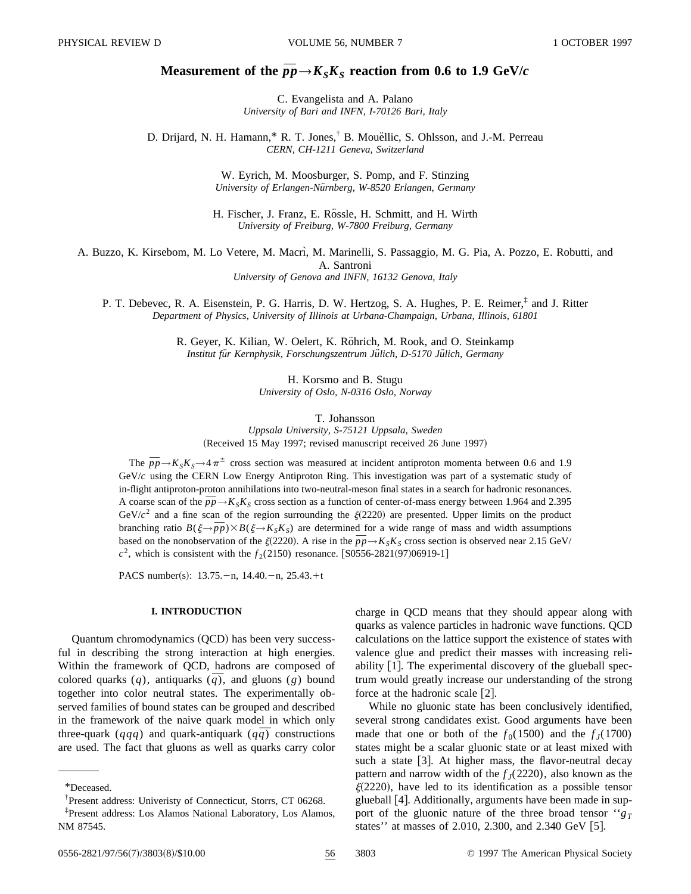# Measurement of the $\overline{p}p \rightarrow K_S K_S$ reaction from 0.6 to 1.9 GeV/$c$

C. Evangelista and A. Palano
*University of Bari and INFN, I-70126 Bari, Italy*

D. Drijard, N. H. Hamann,* R. T. Jones,† B. Mouëllic, S. Ohlsson, and J.-M. Perreau
*CERN, CH-1211 Geneva, Switzerland*

W. Eyrich, M. Moosburger, S. Pomp, and F. Stinzing
*University of Erlangen-Nürnberg, W-8520 Erlangen, Germany*

H. Fischer, J. Franz, E. Rössle, H. Schmitt, and H. Wirth
*University of Freiburg, W-7800 Freiburg, Germany*

A. Buzzo, K. Kirsebom, M. Lo Vetere, M. Macrì, M. Marinelli, S. Passaggio, M. G. Pia, A. Pozzo, E. Robutti, and A. Santroni
*University of Genova and INFN, 16132 Genova, Italy*

P. T. Debevec, R. A. Eisenstein, P. G. Harris, D. W. Hertzog, S. A. Hughes, P. E. Reimer,‡ and J. Ritter
*Department of Physics, University of Illinois at Urbana-Champaign, Urbana, Illinois, 61801*

R. Geyer, K. Kilian, W. Oelert, K. Röhrich, M. Rook, and O. Steinkamp
*Institut für Kernphysik, Forschungszentrum Jülich, D-5170 Jülich, Germany*

H. Korsmo and B. Stugu
*University of Oslo, N-0316 Oslo, Norway*

T. Johansson
*Uppsala University, S-75121 Uppsala, Sweden*

(Received 15 May 1997; revised manuscript received 26 June 1997)

The $\overline{p}p \rightarrow K_S K_S \rightarrow 4\pi^{\pm}$ cross section was measured at incident antiproton momenta between 0.6 and 1.9 GeV/$c$ using the CERN Low Energy Antiproton Ring. This investigation was part of a systematic study of in-flight antiproton-proton annihilations into two-neutral-meson final states in a search for hadronic resonances. A coarse scan of the $\overline{p}p \rightarrow K_S K_S$ cross section as a function of center-of-mass energy between 1.964 and 2.395 GeV/$c^2$ and a fine scan of the region surrounding the $\xi(2220)$ are presented. Upper limits on the product branching ratio $B(\xi \rightarrow \overline{p}p) \times B(\xi \rightarrow K_S K_S)$ are determined for a wide range of mass and width assumptions based on the nonobservation of the $\xi(2220)$. A rise in the $\overline{p}p \rightarrow K_S K_S$ cross section is observed near 2.15 GeV/$c^2$, which is consistent with the $f_2(2150)$ resonance. [S0556-2821(97)06919-1]

PACS number(s): 13.75.−n, 14.40.−n, 25.43.+t

## I. INTRODUCTION

Quantum chromodynamics (QCD) has been very successful in describing the strong interaction at high energies. Within the framework of QCD, hadrons are composed of colored quarks ($q$), antiquarks ($\overline{q}$), and gluons ($g$) bound together into color neutral states. The experimentally observed families of bound states can be grouped and described in the framework of the naive quark model in which only three-quark ($qqq$) and quark-antiquark ($q\overline{q}$) constructions are used. The fact that gluons as well as quarks carry color charge in QCD means that they should appear along with quarks as valence particles in hadronic wave functions. QCD calculations on the lattice support the existence of states with valence glue and predict their masses with increasing reliability [1]. The experimental discovery of the glueball spectrum would greatly increase our understanding of the strong force at the hadronic scale [2].

While no gluonic state has been conclusively identified, several strong candidates exist. Good arguments have been made that one or both of the $f_0(1500)$ and the $f_J(1700)$ states might be a scalar gluonic state or at least mixed with such a state [3]. At higher mass, the flavor-neutral decay pattern and narrow width of the $f_J(2220)$, also known as the $\xi(2220)$, have led to its identification as a possible tensor glueball [4]. Additionally, arguments have been made in support of the gluonic nature of the three broad tensor "$g_T$ states" at masses of 2.010, 2.300, and 2.340 GeV [5].

*Deceased.
†Present address: Univeristy of Connecticut, Storrs, CT 06268.
‡Present address: Los Alamos National Laboratory, Los Alamos, NM 87545.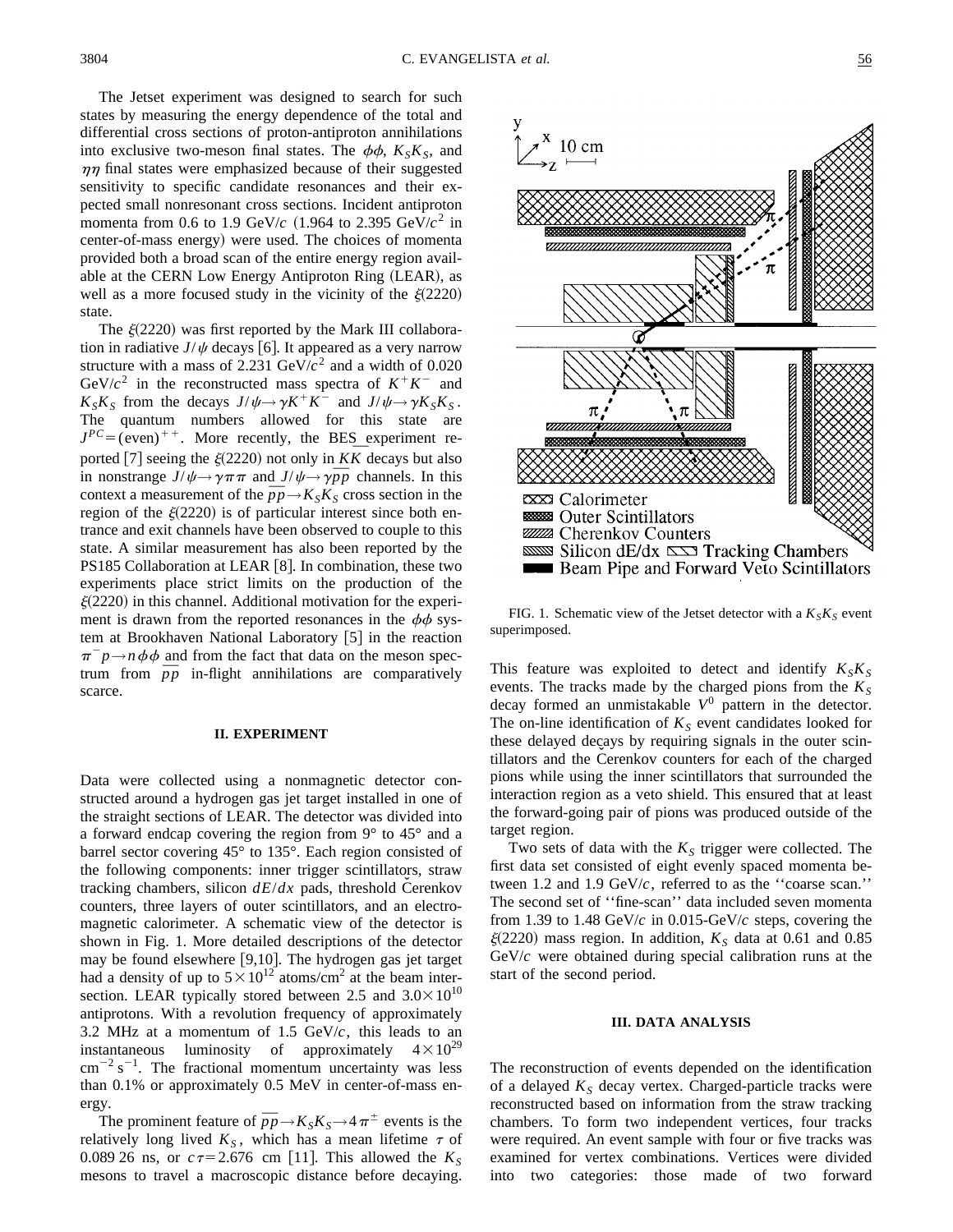The Jetset experiment was designed to search for such states by measuring the energy dependence of the total and differential cross sections of proton-antiproton annihilations into exclusive two-meson final states. The $\phi\phi$, $K_SK_S$, and $\eta\eta$ final states were emphasized because of their suggested sensitivity to specific candidate resonances and their expected small nonresonant cross sections. Incident antiproton momenta from 0.6 to 1.9 GeV/$c$ (1.964 to 2.395 GeV/$c^2$ in center-of-mass energy) were used. The choices of momenta provided both a broad scan of the entire energy region available at the CERN Low Energy Antiproton Ring (LEAR), as well as a more focused study in the vicinity of the $\xi(2220)$ state.

The $\xi(2220)$ was first reported by the Mark III collaboration in radiative $J/\psi$ decays [6]. It appeared as a very narrow structure with a mass of 2.231 GeV/$c^2$ and a width of 0.020 GeV/$c^2$ in the reconstructed mass spectra of $K^+K^-$ and $K_SK_S$ from the decays $J/\psi \to \gamma K^+K^-$ and $J/\psi \to \gamma K_SK_S$. The quantum numbers allowed for this state are $J^{PC} = (\text{even})^{++}$. More recently, the BES experiment reported [7] seeing the $\xi(2220)$ not only in $K\bar{K}$ decays but also in nonstrange $J/\psi \to \gamma\pi\pi$ and $J/\psi \to \gamma p\bar{p}$ channels. In this context a measurement of the $\bar{p}p \to K_SK_S$ cross section in the region of the $\xi(2220)$ is of particular interest since both entrance and exit channels have been observed to couple to this state. A similar measurement has also been reported by the PS185 Collaboration at LEAR [8]. In combination, these two experiments place strict limits on the production of the $\xi(2220)$ in this channel. Additional motivation for the experiment is drawn from the reported resonances in the $\phi\phi$ system at Brookhaven National Laboratory [5] in the reaction $\pi^- p \to n\phi\phi$ and from the fact that data on the meson spectrum from $\bar{p}p$ in-flight annihilations are comparatively scarce.

## II. EXPERIMENT

Data were collected using a nonmagnetic detector constructed around a hydrogen gas jet target installed in one of the straight sections of LEAR. The detector was divided into a forward endcap covering the region from 9° to 45° and a barrel sector covering 45° to 135°. Each region consisted of the following components: inner trigger scintillators, straw tracking chambers, silicon $dE/dx$ pads, threshold Čerenkov counters, three layers of outer scintillators, and an electromagnetic calorimeter. A schematic view of the detector is shown in Fig. 1. More detailed descriptions of the detector may be found elsewhere [9,10]. The hydrogen gas jet target had a density of up to $5\times10^{12}$ atoms/cm$^2$ at the beam intersection. LEAR typically stored between 2.5 and $3.0\times10^{10}$ antiprotons. With a revolution frequency of approximately 3.2 MHz at a momentum of 1.5 GeV/$c$, this leads to an instantaneous luminosity of approximately $4\times10^{29}$ cm$^{-2}$ s$^{-1}$. The fractional momentum uncertainty was less than 0.1% or approximately 0.5 MeV in center-of-mass energy.

The prominent feature of $\bar{p}p \to K_SK_S \to 4\pi^{\pm}$ events is the relatively long lived $K_S$, which has a mean lifetime $\tau$ of 0.089 26 ns, or $c\tau = 2.676$ cm [11]. This allowed the $K_S$ mesons to travel a macroscopic distance before decaying. This feature was exploited to detect and identify $K_SK_S$ events. The tracks made by the charged pions from the $K_S$ decay formed an unmistakable $V^0$ pattern in the detector. The on-line identification of $K_S$ event candidates looked for these delayed decays by requiring signals in the outer scintillators and the Cerenkov counters for each of the charged pions while using the inner scintillators that surrounded the interaction region as a veto shield. This ensured that at least the forward-going pair of pions was produced outside of the target region.

FIG. 1. Schematic view of the Jetset detector with a $K_SK_S$ event superimposed.

Two sets of data with the $K_S$ trigger were collected. The first data set consisted of eight evenly spaced momenta between 1.2 and 1.9 GeV/$c$, referred to as the "coarse scan." The second set of "fine-scan" data included seven momenta from 1.39 to 1.48 GeV/$c$ in 0.015-GeV/$c$ steps, covering the $\xi(2220)$ mass region. In addition, $K_S$ data at 0.61 and 0.85 GeV/$c$ were obtained during special calibration runs at the start of the second period.

## III. DATA ANALYSIS

The reconstruction of events depended on the identification of a delayed $K_S$ decay vertex. Charged-particle tracks were reconstructed based on information from the straw tracking chambers. To form two independent vertices, four tracks were required. An event sample with four or five tracks was examined for vertex combinations. Vertices were divided into two categories: those made of two forward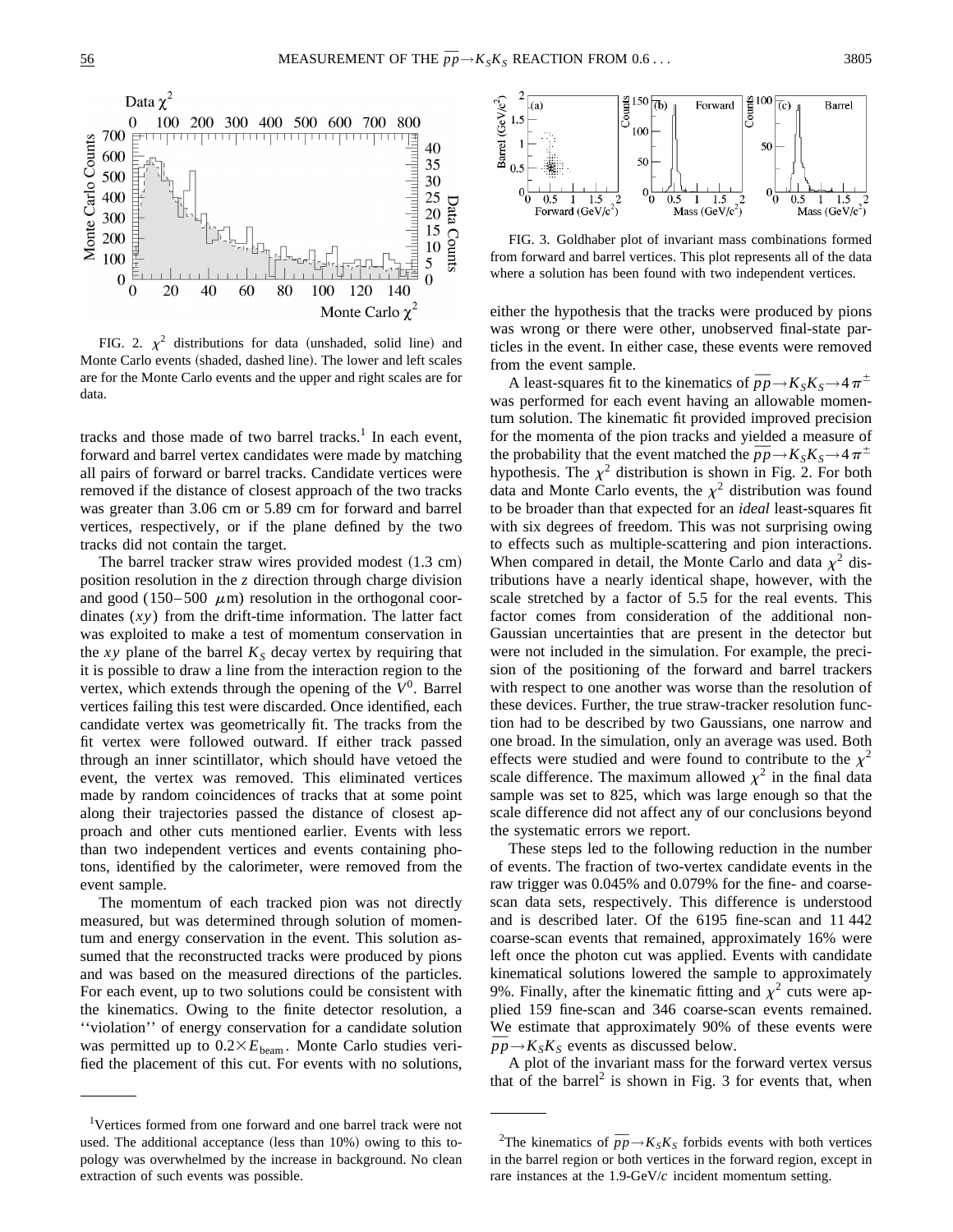FIG. 2. $\chi^2$ distributions for data (unshaded, solid line) and Monte Carlo events (shaded, dashed line). The lower and left scales are for the Monte Carlo events and the upper and right scales are for data.

tracks and those made of two barrel tracks.[1] In each event, forward and barrel vertex candidates were made by matching all pairs of forward or barrel tracks. Candidate vertices were removed if the distance of closest approach of the two tracks was greater than 3.06 cm or 5.89 cm for forward and barrel vertices, respectively, or if the plane defined by the two tracks did not contain the target.

The barrel tracker straw wires provided modest (1.3 cm) position resolution in the $z$ direction through charge division and good (150–500 $\mu$m) resolution in the orthogonal coordinates ($xy$) from the drift-time information. The latter fact was exploited to make a test of momentum conservation in the $xy$ plane of the barrel $K_S$ decay vertex by requiring that it is possible to draw a line from the interaction region to the vertex, which extends through the opening of the $V^0$. Barrel vertices failing this test were discarded. Once identified, each candidate vertex was geometrically fit. The tracks from the fit vertex were followed outward. If either track passed through an inner scintillator, which should have vetoed the event, the vertex was removed. This eliminated vertices made by random coincidences of tracks that at some point along their trajectories passed the distance of closest approach and other cuts mentioned earlier. Events with less than two independent vertices and events containing photons, identified by the calorimeter, were removed from the event sample.

The momentum of each tracked pion was not directly measured, but was determined through solution of momentum and energy conservation in the event. This solution assumed that the reconstructed tracks were produced by pions and was based on the measured directions of the particles. For each event, up to two solutions could be consistent with the kinematics. Owing to the finite detector resolution, a "violation" of energy conservation for a candidate solution was permitted up to $0.2\times E_{\text{beam}}$. Monte Carlo studies verified the placement of this cut. For events with no solutions,

[1] Vertices formed from one forward and one barrel track were not used. The additional acceptance (less than 10%) owing to this topology was overwhelmed by the increase in background. No clean extraction of such events was possible.

FIG. 3. Goldhaber plot of invariant mass combinations formed from forward and barrel vertices. This plot represents all of the data where a solution has been found with two independent vertices.

either the hypothesis that the tracks were produced by pions was wrong or there were other, unobserved final-state particles in the event. In either case, these events were removed from the event sample.

A least-squares fit to the kinematics of $\bar{p}p\rightarrow K_SK_S\rightarrow 4\pi^{\pm}$ was performed for each event having an allowable momentum solution. The kinematic fit provided improved precision for the momenta of the pion tracks and yielded a measure of the probability that the event matched the $\bar{p}p\rightarrow K_SK_S\rightarrow 4\pi^{\pm}$ hypothesis. The $\chi^2$ distribution is shown in Fig. 2. For both data and Monte Carlo events, the $\chi^2$ distribution was found to be broader than that expected for an *ideal* least-squares fit with six degrees of freedom. This was not surprising owing to effects such as multiple-scattering and pion interactions. When compared in detail, the Monte Carlo and data $\chi^2$ distributions have a nearly identical shape, however, with the scale stretched by a factor of 5.5 for the real events. This factor comes from consideration of the additional non-Gaussian uncertainties that are present in the detector but were not included in the simulation. For example, the precision of the positioning of the forward and barrel trackers with respect to one another was worse than the resolution of these devices. Further, the true straw-tracker resolution function had to be described by two Gaussians, one narrow and one broad. In the simulation, only an average was used. Both effects were studied and were found to contribute to the $\chi^2$ scale difference. The maximum allowed $\chi^2$ in the final data sample was set to 825, which was large enough so that the scale difference did not affect any of our conclusions beyond the systematic errors we report.

These steps led to the following reduction in the number of events. The fraction of two-vertex candidate events in the raw trigger was 0.045% and 0.079% for the fine- and coarse-scan data sets, respectively. This difference is understood and is described later. Of the 6195 fine-scan and 11 442 coarse-scan events that remained, approximately 16% were left once the photon cut was applied. Events with candidate kinematical solutions lowered the sample to approximately 9%. Finally, after the kinematic fitting and $\chi^2$ cuts were applied 159 fine-scan and 346 coarse-scan events remained. We estimate that approximately 90% of these events were $\bar{p}p\rightarrow K_SK_S$ events as discussed below.

A plot of the invariant mass for the forward vertex versus that of the barrel[2] is shown in Fig. 3 for events that, when

[2] The kinematics of $\bar{p}p\rightarrow K_SK_S$ forbids events with both vertices in the barrel region or both vertices in the forward region, except in rare instances at the 1.9-GeV/$c$ incident momentum setting.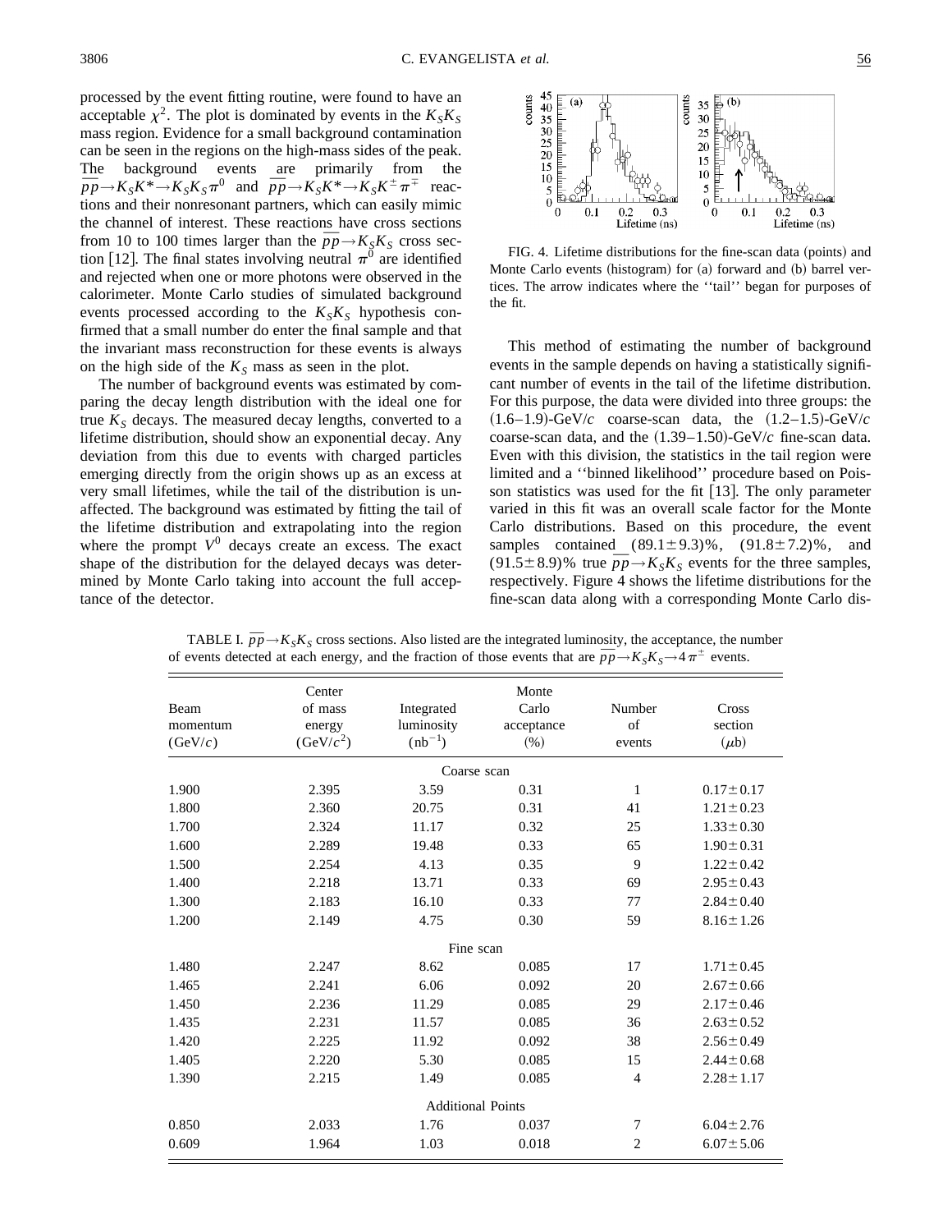processed by the event fitting routine, were found to have an acceptable $\chi^2$. The plot is dominated by events in the $K_SK_S$ mass region. Evidence for a small background contamination can be seen in the regions on the high-mass sides of the peak. The background events are primarily from the $\bar{p}p \rightarrow K_SK^* \rightarrow K_SK_S\pi^0$ and $\bar{p}p \rightarrow K_SK^* \rightarrow K_SK^{\pm}\pi^{\mp}$ reactions and their nonresonant partners, which can easily mimic the channel of interest. These reactions have cross sections from 10 to 100 times larger than the $\bar{p}p \rightarrow K_SK_S$ cross section [12]. The final states involving neutral $\pi^0$ are identified and rejected when one or more photons were observed in the calorimeter. Monte Carlo studies of simulated background events processed according to the $K_SK_S$ hypothesis confirmed that a small number do enter the final sample and that the invariant mass reconstruction for these events is always on the high side of the $K_S$ mass as seen in the plot.

The number of background events was estimated by comparing the decay length distribution with the ideal one for true $K_S$ decays. The measured decay lengths, converted to a lifetime distribution, should show an exponential decay. Any deviation from this due to events with charged particles emerging directly from the origin shows up as an excess at very small lifetimes, while the tail of the distribution is unaffected. The background was estimated by fitting the tail of the lifetime distribution and extrapolating into the region where the prompt $V^0$ decays create an excess. The exact shape of the distribution for the delayed decays was determined by Monte Carlo taking into account the full acceptance of the detector.

FIG. 4. Lifetime distributions for the fine-scan data (points) and Monte Carlo events (histogram) for (a) forward and (b) barrel vertices. The arrow indicates where the ''tail'' began for purposes of the fit.

This method of estimating the number of background events in the sample depends on having a statistically significant number of events in the tail of the lifetime distribution. For this purpose, the data were divided into three groups: the (1.6–1.9)-GeV/$c$ coarse-scan data, the (1.2–1.5)-GeV/$c$ coarse-scan data, and the (1.39–1.50)-GeV/$c$ fine-scan data. Even with this division, the statistics in the tail region were limited and a ''binned likelihood'' procedure based on Poisson statistics was used for the fit [13]. The only parameter varied in this fit was an overall scale factor for the Monte Carlo distributions. Based on this procedure, the event samples contained (89.1±9.3)%, (91.8±7.2)%, and (91.5±8.9)% true $\bar{p}p \rightarrow K_SK_S$ events for the three samples, respectively. Figure 4 shows the lifetime distributions for the fine-scan data along with a corresponding Monte Carlo dis-

TABLE I. $\bar{p}p \rightarrow K_SK_S$ cross sections. Also listed are the integrated luminosity, the acceptance, the number of events detected at each energy, and the fraction of those events that are $\bar{p}p \rightarrow K_SK_S \rightarrow 4\pi^{\pm}$ events.

| Beam momentum (GeV/$c$) | Center of mass energy (GeV/$c^2$) | Integrated luminosity ($\text{nb}^{-1}$) | Monte Carlo acceptance (%) | Number of events | Cross section ($\mu$b) |
|---|---|---|---|---|---|
| | | Coarse scan | | | |
| 1.900 | 2.395 | 3.59 | 0.31 | 1 | 0.17±0.17 |
| 1.800 | 2.360 | 20.75 | 0.31 | 41 | 1.21±0.23 |
| 1.700 | 2.324 | 11.17 | 0.32 | 25 | 1.33±0.30 |
| 1.600 | 2.289 | 19.48 | 0.33 | 65 | 1.90±0.31 |
| 1.500 | 2.254 | 4.13 | 0.35 | 9 | 1.22±0.42 |
| 1.400 | 2.218 | 13.71 | 0.33 | 69 | 2.95±0.43 |
| 1.300 | 2.183 | 16.10 | 0.33 | 77 | 2.84±0.40 |
| 1.200 | 2.149 | 4.75 | 0.30 | 59 | 8.16±1.26 |
| | | Fine scan | | | |
| 1.480 | 2.247 | 8.62 | 0.085 | 17 | 1.71±0.45 |
| 1.465 | 2.241 | 6.06 | 0.092 | 20 | 2.67±0.66 |
| 1.450 | 2.236 | 11.29 | 0.085 | 29 | 2.17±0.46 |
| 1.435 | 2.231 | 11.57 | 0.085 | 36 | 2.63±0.52 |
| 1.420 | 2.225 | 11.92 | 0.092 | 38 | 2.56±0.49 |
| 1.405 | 2.220 | 5.30 | 0.085 | 15 | 2.44±0.68 |
| 1.390 | 2.215 | 1.49 | 0.085 | 4 | 2.28±1.17 |
| | | Additional Points | | | |
| 0.850 | 2.033 | 1.76 | 0.037 | 7 | 6.04±2.76 |
| 0.609 | 1.964 | 1.03 | 0.018 | 2 | 6.07±5.06 |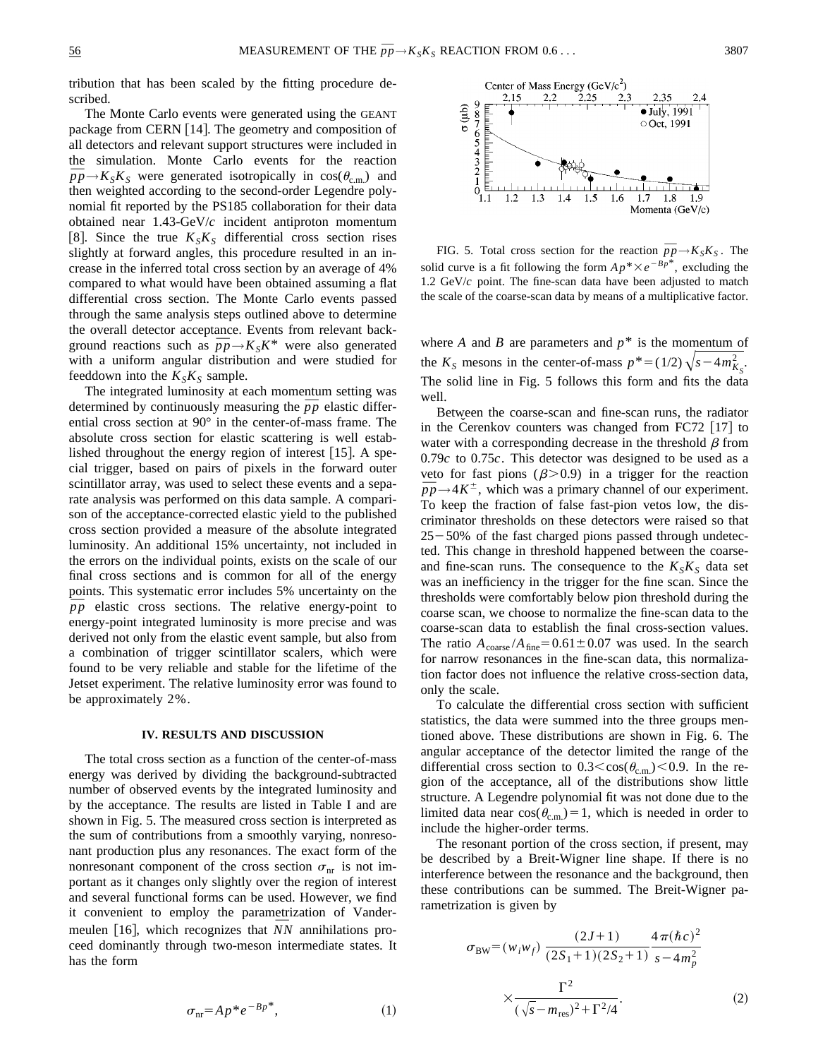tribution that has been scaled by the fitting procedure described.

The Monte Carlo events were generated using the GEANT package from CERN [14]. The geometry and composition of all detectors and relevant support structures were included in the simulation. Monte Carlo events for the reaction $\bar{p}p \to K_S K_S$ were generated isotropically in $\cos(\theta_{\text{c.m.}})$ and then weighted according to the second-order Legendre polynomial fit reported by the PS185 collaboration for their data obtained near 1.43-GeV/$c$ incident antiproton momentum [8]. Since the true $K_S K_S$ differential cross section rises slightly at forward angles, this procedure resulted in an increase in the inferred total cross section by an average of 4% compared to what would have been obtained assuming a flat differential cross section. The Monte Carlo events passed through the same analysis steps outlined above to determine the overall detector acceptance. Events from relevant background reactions such as $\bar{p}p \to K_S K^*$ were also generated with a uniform angular distribution and were studied for feeddown into the $K_S K_S$ sample.

The integrated luminosity at each momentum setting was determined by continuously measuring the $\bar{p}p$ elastic differential cross section at 90° in the center-of-mass frame. The absolute cross section for elastic scattering is well established throughout the energy region of interest [15]. A special trigger, based on pairs of pixels in the forward outer scintillator array, was used to select these events and a separate analysis was performed on this data sample. A comparison of the acceptance-corrected elastic yield to the published cross section provided a measure of the absolute integrated luminosity. An additional 15% uncertainty, not included in the errors on the individual points, exists on the scale of our final cross sections and is common for all of the energy points. This systematic error includes 5% uncertainty on the $\bar{p}p$ elastic cross sections. The relative energy-point to energy-point integrated luminosity is more precise and was derived not only from the elastic event sample, but also from a combination of trigger scintillator scalers, which were found to be very reliable and stable for the lifetime of the Jetset experiment. The relative luminosity error was found to be approximately 2%.

## IV. RESULTS AND DISCUSSION

The total cross section as a function of the center-of-mass energy was derived by dividing the background-subtracted number of observed events by the integrated luminosity and by the acceptance. The results are listed in Table I and are shown in Fig. 5. The measured cross section is interpreted as the sum of contributions from a smoothly varying, nonresonant production plus any resonances. The exact form of the nonresonant component of the cross section $\sigma_{\text{nr}}$ is not important as it changes only slightly over the region of interest and several functional forms can be used. However, we find it convenient to employ the parametrization of Vandermeulen [16], which recognizes that $\bar{N}N$ annihilations proceed dominantly through two-meson intermediate states. It has the form

$$\sigma_{\text{nr}} = A p^* e^{-Bp^*}, \tag{1}$$

FIG. 5. Total cross section for the reaction $\bar{p}p \to K_S K_S$. The solid curve is a fit following the form $Ap^* \times e^{-Bp^*}$, excluding the 1.2 GeV/c point. The fine-scan data have been adjusted to match the scale of the coarse-scan data by means of a multiplicative factor.

where $A$ and $B$ are parameters and $p^*$ is the momentum of the $K_S$ mesons in the center-of-mass $p^* = (1/2)\sqrt{s - 4m_{K_S}^2}$. The solid line in Fig. 5 follows this form and fits the data well.

Between the coarse-scan and fine-scan runs, the radiator in the Čerenkov counters was changed from FC72 [17] to water with a corresponding decrease in the threshold $\beta$ from $0.79c$ to $0.75c$. This detector was designed to be used as a veto for fast pions ($\beta > 0.9$) in a trigger for the reaction $\bar{p}p \to 4K^{\pm}$, which was a primary channel of our experiment. To keep the fraction of false fast-pion vetos low, the discriminator thresholds on these detectors were raised so that 25–50% of the fast charged pions passed through undetected. This change in threshold happened between the coarse- and fine-scan runs. The consequence to the $K_S K_S$ data set was an inefficiency in the trigger for the fine scan. Since the thresholds were comfortably below pion threshold during the coarse scan, we choose to normalize the fine-scan data to the coarse-scan data to establish the final cross-section values. The ratio $A_{\text{coarse}}/A_{\text{fine}} = 0.61 \pm 0.07$ was used. In the search for narrow resonances in the fine-scan data, this normalization factor does not influence the relative cross-section data, only the scale.

To calculate the differential cross section with sufficient statistics, the data were summed into the three groups mentioned above. These distributions are shown in Fig. 6. The angular acceptance of the detector limited the range of the differential cross section to $0.3 < \cos(\theta_{\text{c.m.}}) < 0.9$. In the region of the acceptance, all of the distributions show little structure. A Legendre polynomial fit was not done due to the limited data near $\cos(\theta_{\text{c.m.}}) = 1$, which is needed in order to include the higher-order terms.

The resonant portion of the cross section, if present, may be described by a Breit-Wigner line shape. If there is no interference between the resonance and the background, then these contributions can be summed. The Breit-Wigner parametrization is given by

$$\sigma_{\text{BW}} = (w_i w_f) \frac{(2J+1)}{(2S_1+1)(2S_2+1)} \frac{4\pi(\hbar c)^2}{s - 4m_p^2} \times \frac{\Gamma^2}{(\sqrt{s} - m_{\text{res}})^2 + \Gamma^2/4}. \tag{2}$$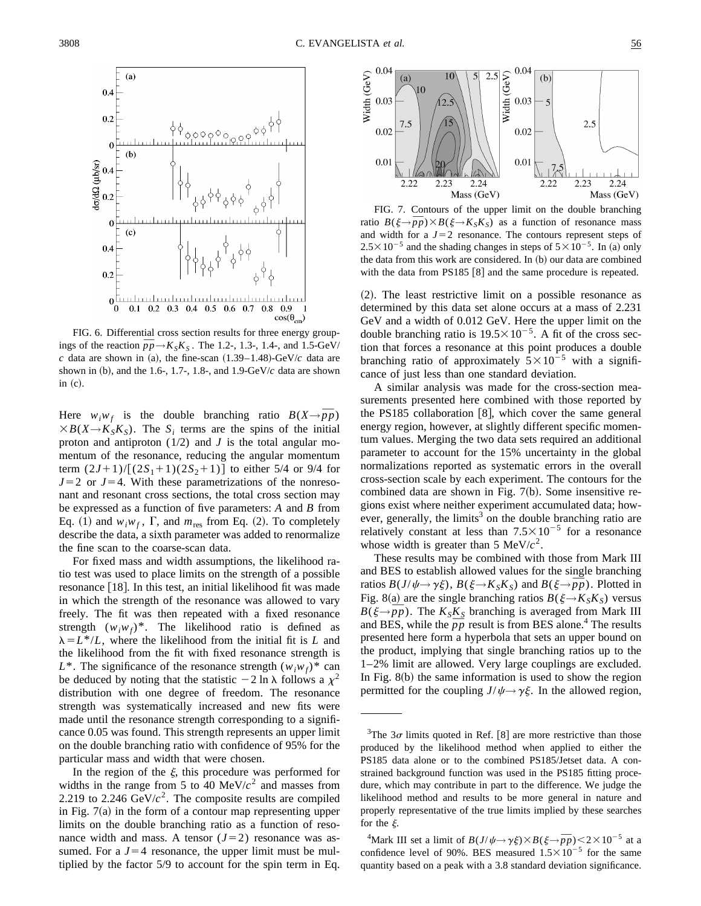FIG. 6. Differential cross section results for three energy groupings of the reaction $\overline{p}p \rightarrow K_S K_S$. The 1.2-, 1.3-, 1.4-, and 1.5-GeV/$c$ data are shown in (a), the fine-scan (1.39–1.48)-GeV/$c$ data are shown in (b), and the 1.6-, 1.7-, 1.8-, and 1.9-GeV/$c$ data are shown in (c).

Here $w_i w_f$ is the double branching ratio $B(X \rightarrow \overline{p}p) \times B(X \rightarrow K_S K_S)$. The $S_i$ terms are the spins of the initial proton and antiproton (1/2) and $J$ is the total angular momentum of the resonance, reducing the angular momentum term $(2J+1)/[(2S_1+1)(2S_2+1)]$ to either 5/4 or 9/4 for $J=2$ or $J=4$. With these parametrizations of the nonresonant and resonant cross sections, the total cross section may be expressed as a function of five parameters: $A$ and $B$ from Eq. (1) and $w_i w_f$, $\Gamma$, and $m_{\rm res}$ from Eq. (2). To completely describe the data, a sixth parameter was added to renormalize the fine scan to the coarse-scan data.

For fixed mass and width assumptions, the likelihood ratio test was used to place limits on the strength of a possible resonance [18]. In this test, an initial likelihood fit was made in which the strength of the resonance was allowed to vary freely. The fit was then repeated with a fixed resonance strength $(w_i w_f)^*$. The likelihood ratio is defined as $\lambda = L^*/L$, where the likelihood from the initial fit is $L$ and the likelihood from the fit with fixed resonance strength is $L^*$. The significance of the resonance strength $(w_i w_f)^*$ can be deduced by noting that the statistic $-2 \ln \lambda$ follows a $\chi^2$ distribution with one degree of freedom. The resonance strength was systematically increased and new fits were made until the resonance strength corresponding to a significance 0.05 was found. This strength represents an upper limit on the double branching ratio with confidence of 95% for the particular mass and width that were chosen.

In the region of the $\xi$, this procedure was performed for widths in the range from 5 to 40 MeV/$c^2$ and masses from 2.219 to 2.246 GeV/$c^2$. The composite results are compiled in Fig. 7(a) in the form of a contour map representing upper limits on the double branching ratio as a function of resonance width and mass. A tensor ($J=2$) resonance was assumed. For a $J=4$ resonance, the upper limit must be multiplied by the factor 5/9 to account for the spin term in Eq. (2). The least restrictive limit on a possible resonance as determined by this data set alone occurs at a mass of 2.231 GeV and a width of 0.012 GeV. Here the upper limit on the double branching ratio is $19.5 \times 10^{-5}$. A fit of the cross section that forces a resonance at this point produces a double branching ratio of approximately $5 \times 10^{-5}$ with a significance of just less than one standard deviation.

FIG. 7. Contours of the upper limit on the double branching ratio $B(\xi \rightarrow \overline{p}p) \times B(\xi \rightarrow K_S K_S)$ as a function of resonance mass and width for a $J=2$ resonance. The contours represent steps of $2.5 \times 10^{-5}$ and the shading changes in steps of $5 \times 10^{-5}$. In (a) only the data from this work are considered. In (b) our data are combined with the data from PS185 [8] and the same procedure is repeated.

A similar analysis was made for the cross-section measurements presented here combined with those reported by the PS185 collaboration [8], which cover the same general energy region, however, at slightly different specific momentum values. Merging the two data sets required an additional parameter to account for the 15% uncertainty in the global normalizations reported as systematic errors in the overall cross-section scale by each experiment. The contours for the combined data are shown in Fig. 7(b). Some insensitive regions exist where neither experiment accumulated data; however, generally, the limits[3] on the double branching ratio are relatively constant at less than $7.5 \times 10^{-5}$ for a resonance whose width is greater than 5 MeV/$c^2$.

These results may be combined with those from Mark III and BES to establish allowed values for the single branching ratios $B(J/\psi \rightarrow \gamma\xi)$, $B(\xi \rightarrow K_S K_S)$ and $B(\xi \rightarrow \overline{p}p)$. Plotted in Fig. 8(a) are the single branching ratios $B(\xi \rightarrow K_S K_S)$ versus $B(\xi \rightarrow \overline{p}p)$. The $K_S K_S$ branching is averaged from Mark III and BES, while the $\overline{p}p$ result is from BES alone.[4] The results presented here form a hyperbola that sets an upper bound on the product, implying that single branching ratios up to the 1–2% limit are allowed. Very large couplings are excluded. In Fig. 8(b) the same information is used to show the region permitted for the coupling $J/\psi \rightarrow \gamma\xi$. In the allowed region,

[3] The $3\sigma$ limits quoted in Ref. [8] are more restrictive than those produced by the likelihood method when applied to either the PS185 data alone or to the combined PS185/Jetset data. A constrained background function was used in the PS185 fitting procedure, which may contribute in part to the difference. We judge the likelihood method and results to be more general in nature and properly representative of the true limits implied by these searches for the $\xi$.

[4] Mark III set a limit of $B(J/\psi \rightarrow \gamma\xi) \times B(\xi \rightarrow \overline{p}p) < 2 \times 10^{-5}$ at a confidence level of 90%. BES measured $1.5 \times 10^{-5}$ for the same quantity based on a peak with a 3.8 standard deviation significance.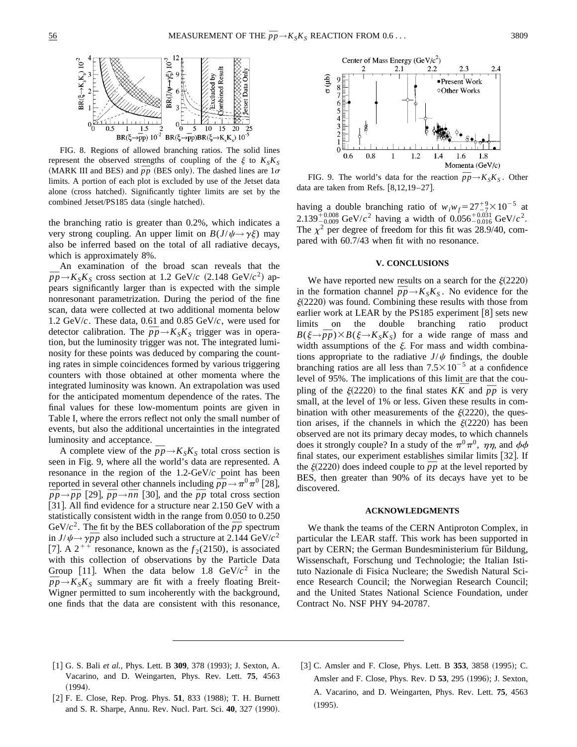FIG. 8. Regions of allowed branching ratios. The solid lines represent the observed strengths of coupling of the $\xi$ to $K_SK_S$ (MARK III and BES) and $\bar{p}p$ (BES only). The dashed lines are $1\sigma$ limits. A portion of each plot is excluded by use of the Jetset data alone (cross hatched). Significantly tighter limits are set by the combined Jetset/PS185 data (single hatched).

the branching ratio is greater than 0.2%, which indicates a very strong coupling. An upper limit on $B(J/\psi\rightarrow\gamma\xi)$ may also be inferred based on the total of all radiative decays, which is approximately 8%.

An examination of the broad scan reveals that the $\bar{p}p\rightarrow K_SK_S$ cross section at 1.2 GeV/$c$ (2.148 GeV/$c^2$) appears significantly larger than is expected with the simple nonresonant parametrization. During the period of the fine scan, data were collected at two additional momenta below 1.2 GeV/$c$. These data, 0.61 and 0.85 GeV/$c$, were used for detector calibration. The $\bar{p}p\rightarrow K_SK_S$ trigger was in operation, but the luminosity trigger was not. The integrated luminosity for these points was deduced by comparing the counting rates in simple coincidences formed by various triggering counters with those obtained at other momenta where the integrated luminosity was known. An extrapolation was used for the anticipated momentum dependence of the rates. The final values for these low-momentum points are given in Table I, where the errors reflect not only the small number of events, but also the additional uncertainties in the integrated luminosity and acceptance.

A complete view of the $\bar{p}p\rightarrow K_SK_S$ total cross section is seen in Fig. 9, where all the world's data are represented. A resonance in the region of the 1.2-GeV/$c$ point has been reported in several other channels including $\bar{p}p\rightarrow\pi^0\pi^0$ [28], $\bar{p}p\rightarrow\bar{p}p$ [29], $\bar{p}p\rightarrow\bar{n}n$ [30], and the $\bar{p}p$ total cross section [31]. All find evidence for a structure near 2.150 GeV with a statistically consistent width in the range from 0.050 to 0.250 GeV/$c^2$. The fit by the BES collaboration of the $\bar{p}p$ spectrum in $J/\psi\rightarrow\gamma\bar{p}p$ also included such a structure at 2.144 GeV/$c^2$ [7]. A $2^{++}$ resonance, known as the $f_2(2150)$, is associated with this collection of observations by the Particle Data Group [11]. When the data below 1.8 GeV/$c^2$ in the $\bar{p}p\rightarrow K_SK_S$ summary are fit with a freely floating Breit-Wigner permitted to sum incoherently with the background, one finds that the data are consistent with this resonance, having a double branching ratio of $w_iw_f=27^{+9}_{-7}\times10^{-5}$ at $2.139^{+0.008}_{-0.009}$ GeV/$c^2$ having a width of $0.056^{+0.031}_{-0.016}$ GeV/$c^2$. The $\chi^2$ per degree of freedom for this fit was 28.9/40, compared with 60.7/43 when fit with no resonance.

FIG. 9. The world's data for the reaction $\bar{p}p\rightarrow K_SK_S$. Other data are taken from Refs. [8,12,19–27].

## V. CONCLUSIONS

We have reported new results on a search for the $\xi(2220)$ in the formation channel $\bar{p}p\rightarrow K_SK_S$. No evidence for the $\xi(2220)$ was found. Combining these results with those from earlier work at LEAR by the PS185 experiment [8] sets new limits on the double branching ratio product $B(\xi\rightarrow\bar{p}p)\times B(\xi\rightarrow K_SK_S)$ for a wide range of mass and width assumptions of the $\xi$. For mass and width combinations appropriate to the radiative $J/\psi$ findings, the double branching ratios are all less than $7.5\times10^{-5}$ at a confidence level of 95%. The implications of this limit are that the coupling of the $\xi(2220)$ to the final states $K\bar{K}$ and $\bar{p}p$ is very small, at the level of 1% or less. Given these results in combination with other measurements of the $\xi(2220)$, the question arises, if the channels in which the $\xi(2220)$ has been observed are not its primary decay modes, to which channels does it strongly couple? In a study of the $\pi^0\pi^0$, $\eta\eta$, and $\phi\phi$ final states, our experiment establishes similar limits [32]. If the $\xi(2220)$ does indeed couple to $\bar{p}p$ at the level reported by BES, then greater than 90% of its decays have yet to be discovered.

### ACKNOWLEDGMENTS

We thank the teams of the CERN Antiproton Complex, in particular the LEAR staff. This work has been supported in part by CERN; the German Bundesministerium für Bildung, Wissenschaft, Forschung und Technologie; the Italian Istituto Nazionale di Fisica Nucleare; the Swedish Natural Science Research Council; the Norwegian Research Council; and the United States National Science Foundation, under Contract No. NSF PHY 94-20787.

[1] G. S. Bali *et al.*, Phys. Lett. B **309**, 378 (1993); J. Sexton, A. Vacarino, and D. Weingarten, Phys. Rev. Lett. **75**, 4563 (1994).

[2] F. E. Close, Rep. Prog. Phys. **51**, 833 (1988); T. H. Burnett and S. R. Sharpe, Annu. Rev. Nucl. Part. Sci. **40**, 327 (1990).

[3] C. Amsler and F. Close, Phys. Lett. B **353**, 3858 (1995); C. Amsler and F. Close, Phys. Rev. D **53**, 295 (1996); J. Sexton, A. Vacarino, and D. Weingarten, Phys. Rev. Lett. **75**, 4563 (1995).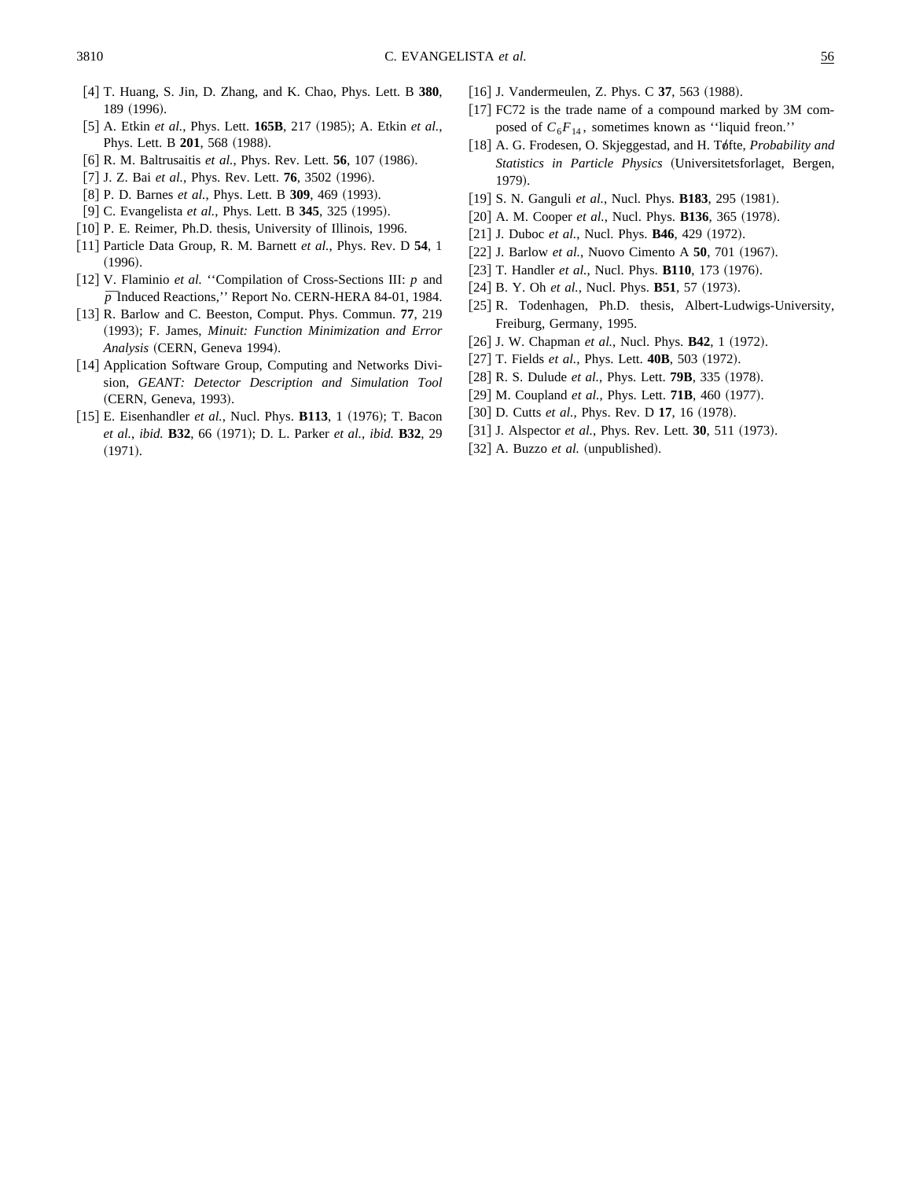[4] T. Huang, S. Jin, D. Zhang, and K. Chao, Phys. Lett. B **380**, 189 (1996).

[5] A. Etkin *et al.*, Phys. Lett. **165B**, 217 (1985); A. Etkin *et al.*, Phys. Lett. B **201**, 568 (1988).

[6] R. M. Baltrusaitis *et al.*, Phys. Rev. Lett. **56**, 107 (1986).

[7] J. Z. Bai *et al.*, Phys. Rev. Lett. **76**, 3502 (1996).

[8] P. D. Barnes *et al.*, Phys. Lett. B **309**, 469 (1993).

[9] C. Evangelista *et al.*, Phys. Lett. B **345**, 325 (1995).

[10] P. E. Reimer, Ph.D. thesis, University of Illinois, 1996.

[11] Particle Data Group, R. M. Barnett *et al.*, Phys. Rev. D **54**, 1 (1996).

[12] V. Flaminio *et al.* ''Compilation of Cross-Sections III: *p* and $\bar{p}$ Induced Reactions,'' Report No. CERN-HERA 84-01, 1984.

[13] R. Barlow and C. Beeston, Comput. Phys. Commun. **77**, 219 (1993); F. James, *Minuit: Function Minimization and Error Analysis* (CERN, Geneva 1994).

[14] Application Software Group, Computing and Networks Division, *GEANT: Detector Description and Simulation Tool* (CERN, Geneva, 1993).

[15] E. Eisenhandler *et al.*, Nucl. Phys. **B113**, 1 (1976); T. Bacon *et al.*, *ibid.* **B32**, 66 (1971); D. L. Parker *et al.*, *ibid.* **B32**, 29 (1971).

[16] J. Vandermeulen, Z. Phys. C **37**, 563 (1988).

[17] FC72 is the trade name of a compound marked by 3M composed of $C_6F_{14}$, sometimes known as ''liquid freon.''

[18] A. G. Frodesen, O. Skjeggestad, and H. Tøfte, *Probability and Statistics in Particle Physics* (Universitetsforlaget, Bergen, 1979).

[19] S. N. Ganguli *et al.*, Nucl. Phys. **B183**, 295 (1981).

[20] A. M. Cooper *et al.*, Nucl. Phys. **B136**, 365 (1978).

[21] J. Duboc *et al.*, Nucl. Phys. **B46**, 429 (1972).

[22] J. Barlow *et al.*, Nuovo Cimento A **50**, 701 (1967).

[23] T. Handler *et al.*, Nucl. Phys. **B110**, 173 (1976).

[24] B. Y. Oh *et al.*, Nucl. Phys. **B51**, 57 (1973).

[25] R. Todenhagen, Ph.D. thesis, Albert-Ludwigs-University, Freiburg, Germany, 1995.

[26] J. W. Chapman *et al.*, Nucl. Phys. **B42**, 1 (1972).

[27] T. Fields *et al.*, Phys. Lett. **40B**, 503 (1972).

[28] R. S. Dulude *et al.*, Phys. Lett. **79B**, 335 (1978).

[29] M. Coupland *et al.*, Phys. Lett. **71B**, 460 (1977).

[30] D. Cutts *et al.*, Phys. Rev. D **17**, 16 (1978).

[31] J. Alspector *et al.*, Phys. Rev. Lett. **30**, 511 (1973).

[32] A. Buzzo *et al.* (unpublished).